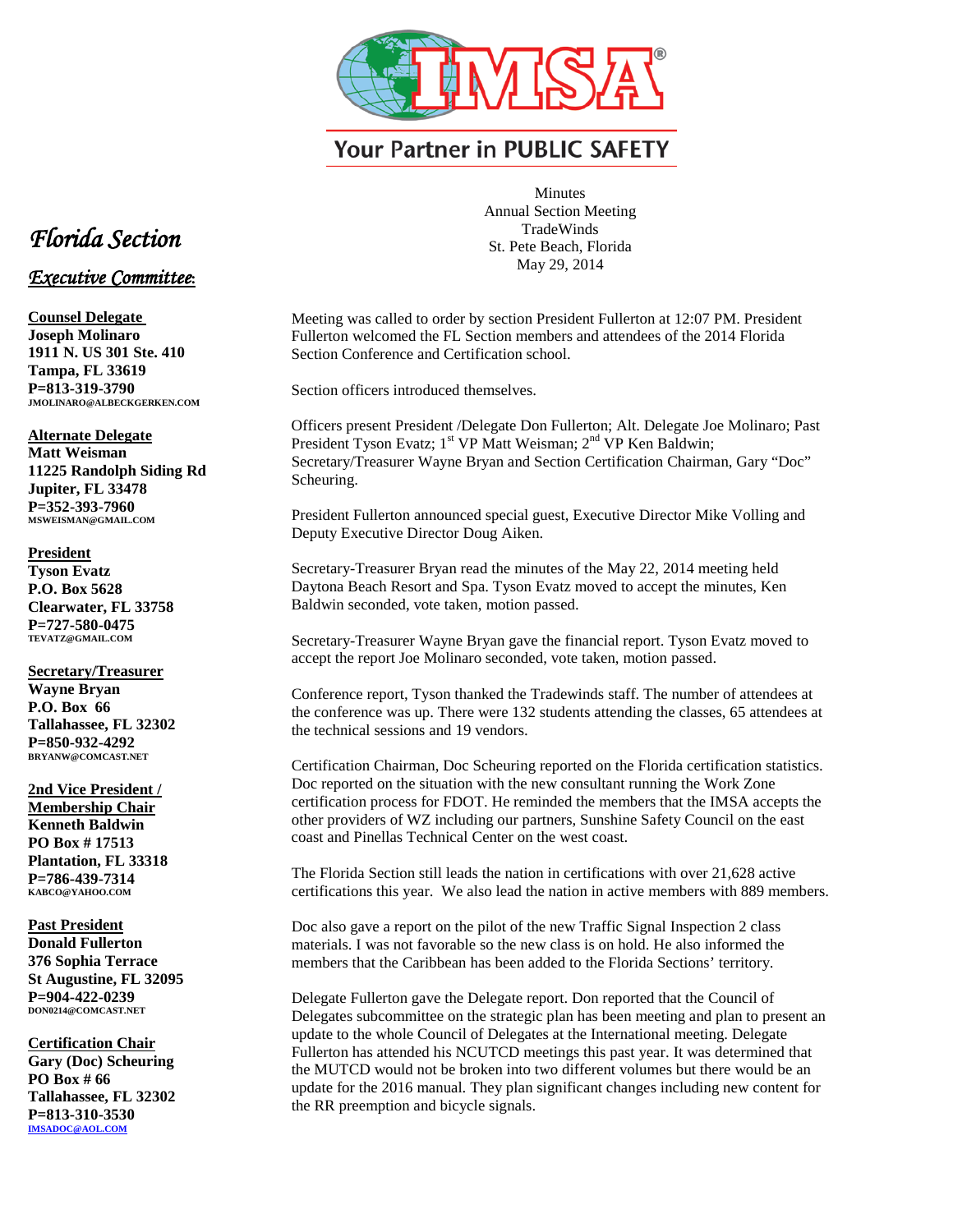IMSA®

Your Partner in PUBLIC SAFETY

*Florida Section*

*Executive Committee:*

**Counsel Delegate**
**Joseph Molinaro**
**1911 N. US 301 Ste. 410**
**Tampa, FL 33619**
**P=813-319-3790**
**JMOLINARO@ALBECKGERKEN.COM**

**Alternate Delegate**
**Matt Weisman**
**11225 Randolph Siding Rd**
**Jupiter, FL 33478**
**P=352-393-7960**
**MSWEISMAN@GMAIL.COM**

**President**
**Tyson Evatz**
**P.O. Box 5628**
**Clearwater, FL 33758**
**P=727-580-0475**
**TEVATZ@GMAIL.COM**

**Secretary/Treasurer**
**Wayne Bryan**
**P.O. Box 66**
**Tallahassee, FL 32302**
**P=850-932-4292**
**BRYANW@COMCAST.NET**

**2nd Vice President / Membership Chair**
**Kenneth Baldwin**
**PO Box # 17513**
**Plantation, FL 33318**
**P=786-439-7314**
**KABCO@YAHOO.COM**

**Past President**
**Donald Fullerton**
**376 Sophia Terrace**
**St Augustine, FL 32095**
**P=904-422-0239**
**DON0214@COMCAST.NET**

**Certification Chair**
**Gary (Doc) Scheuring**
**PO Box # 66**
**Tallahassee, FL 32302**
**P=813-310-3530**
**IMSADOC@AOL.COM**

Minutes
Annual Section Meeting
TradeWinds
St. Pete Beach, Florida
May 29, 2014

Meeting was called to order by section President Fullerton at 12:07 PM. President Fullerton welcomed the FL Section members and attendees of the 2014 Florida Section Conference and Certification school.

Section officers introduced themselves.

Officers present President /Delegate Don Fullerton; Alt. Delegate Joe Molinaro; Past President Tyson Evatz; 1st VP Matt Weisman; 2nd VP Ken Baldwin; Secretary/Treasurer Wayne Bryan and Section Certification Chairman, Gary "Doc" Scheuring.

President Fullerton announced special guest, Executive Director Mike Volling and Deputy Executive Director Doug Aiken.

Secretary-Treasurer Bryan read the minutes of the May 22, 2014 meeting held Daytona Beach Resort and Spa. Tyson Evatz moved to accept the minutes, Ken Baldwin seconded, vote taken, motion passed.

Secretary-Treasurer Wayne Bryan gave the financial report. Tyson Evatz moved to accept the report Joe Molinaro seconded, vote taken, motion passed.

Conference report, Tyson thanked the Tradewinds staff. The number of attendees at the conference was up. There were 132 students attending the classes, 65 attendees at the technical sessions and 19 vendors.

Certification Chairman, Doc Scheuring reported on the Florida certification statistics. Doc reported on the situation with the new consultant running the Work Zone certification process for FDOT. He reminded the members that the IMSA accepts the other providers of WZ including our partners, Sunshine Safety Council on the east coast and Pinellas Technical Center on the west coast.

The Florida Section still leads the nation in certifications with over 21,628 active certifications this year. We also lead the nation in active members with 889 members.

Doc also gave a report on the pilot of the new Traffic Signal Inspection 2 class materials. I was not favorable so the new class is on hold. He also informed the members that the Caribbean has been added to the Florida Sections' territory.

Delegate Fullerton gave the Delegate report. Don reported that the Council of Delegates subcommittee on the strategic plan has been meeting and plan to present an update to the whole Council of Delegates at the International meeting. Delegate Fullerton has attended his NCUTCD meetings this past year. It was determined that the MUTCD would not be broken into two different volumes but there would be an update for the 2016 manual. They plan significant changes including new content for the RR preemption and bicycle signals.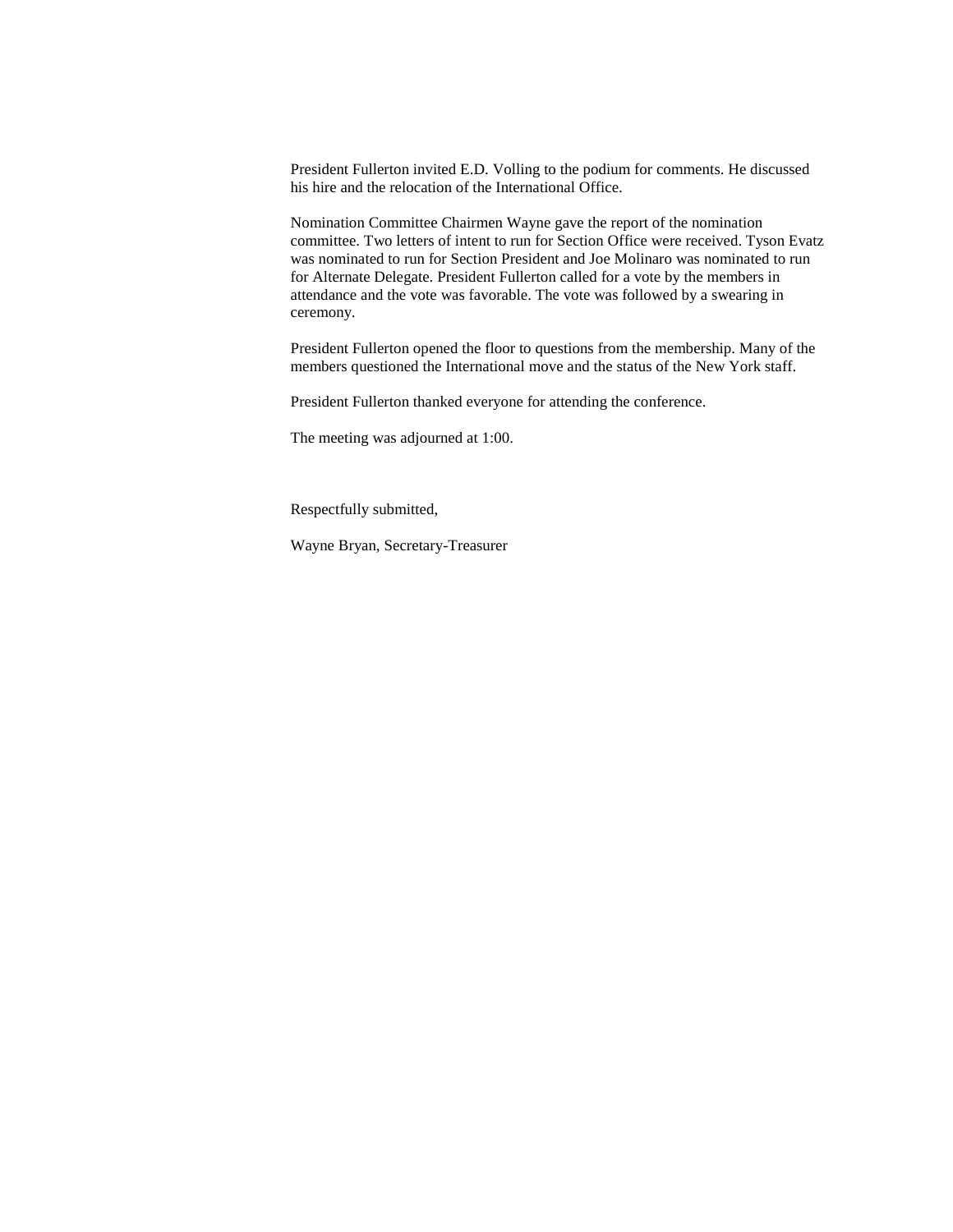President Fullerton invited E.D. Volling to the podium for comments. He discussed his hire and the relocation of the International Office.

Nomination Committee Chairmen Wayne gave the report of the nomination committee. Two letters of intent to run for Section Office were received. Tyson Evatz was nominated to run for Section President and Joe Molinaro was nominated to run for Alternate Delegate. President Fullerton called for a vote by the members in attendance and the vote was favorable. The vote was followed by a swearing in ceremony.

President Fullerton opened the floor to questions from the membership. Many of the members questioned the International move and the status of the New York staff.

President Fullerton thanked everyone for attending the conference.

The meeting was adjourned at 1:00.

Respectfully submitted,

Wayne Bryan, Secretary-Treasurer